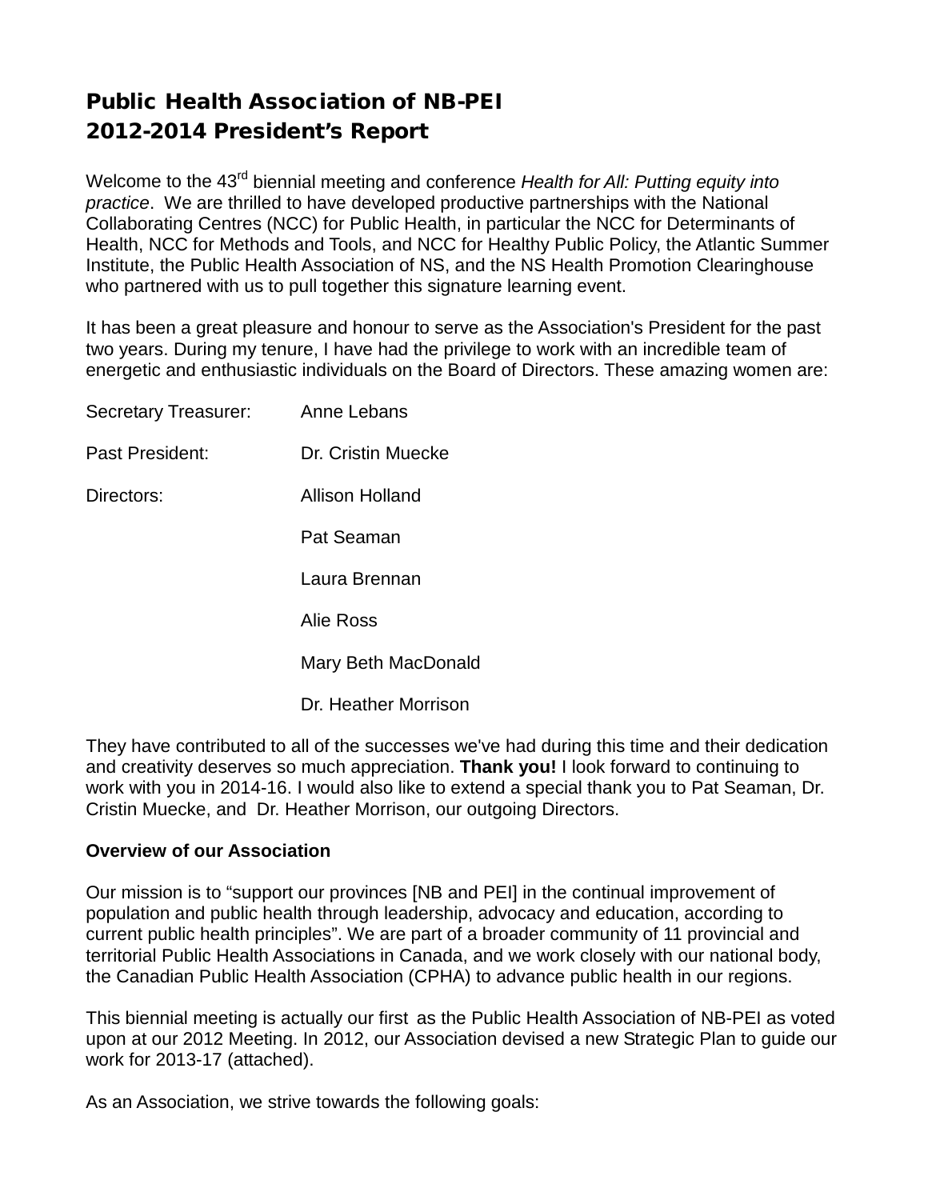# Public Health Association of NB-PEI
# 2012-2014 President's Report

Welcome to the 43rd biennial meeting and conference *Health for All: Putting equity into practice*. We are thrilled to have developed productive partnerships with the National Collaborating Centres (NCC) for Public Health, in particular the NCC for Determinants of Health, NCC for Methods and Tools, and NCC for Healthy Public Policy, the Atlantic Summer Institute, the Public Health Association of NS, and the NS Health Promotion Clearinghouse who partnered with us to pull together this signature learning event.

It has been a great pleasure and honour to serve as the Association's President for the past two years. During my tenure, I have had the privilege to work with an incredible team of energetic and enthusiastic individuals on the Board of Directors. These amazing women are:

| | |
|---|---|
| Secretary Treasurer: | Anne Lebans |
| Past President: | Dr. Cristin Muecke |
| Directors: | Allison Holland |
| | Pat Seaman |
| | Laura Brennan |
| | Alie Ross |
| | Mary Beth MacDonald |
| | Dr. Heather Morrison |

They have contributed to all of the successes we've had during this time and their dedication and creativity deserves so much appreciation. **Thank you!** I look forward to continuing to work with you in 2014-16. I would also like to extend a special thank you to Pat Seaman, Dr. Cristin Muecke, and Dr. Heather Morrison, our outgoing Directors.

**Overview of our Association**

Our mission is to "support our provinces [NB and PEI] in the continual improvement of population and public health through leadership, advocacy and education, according to current public health principles". We are part of a broader community of 11 provincial and territorial Public Health Associations in Canada, and we work closely with our national body, the Canadian Public Health Association (CPHA) to advance public health in our regions.

This biennial meeting is actually our first as the Public Health Association of NB-PEI as voted upon at our 2012 Meeting. In 2012, our Association devised a new Strategic Plan to guide our work for 2013-17 (attached).

As an Association, we strive towards the following goals: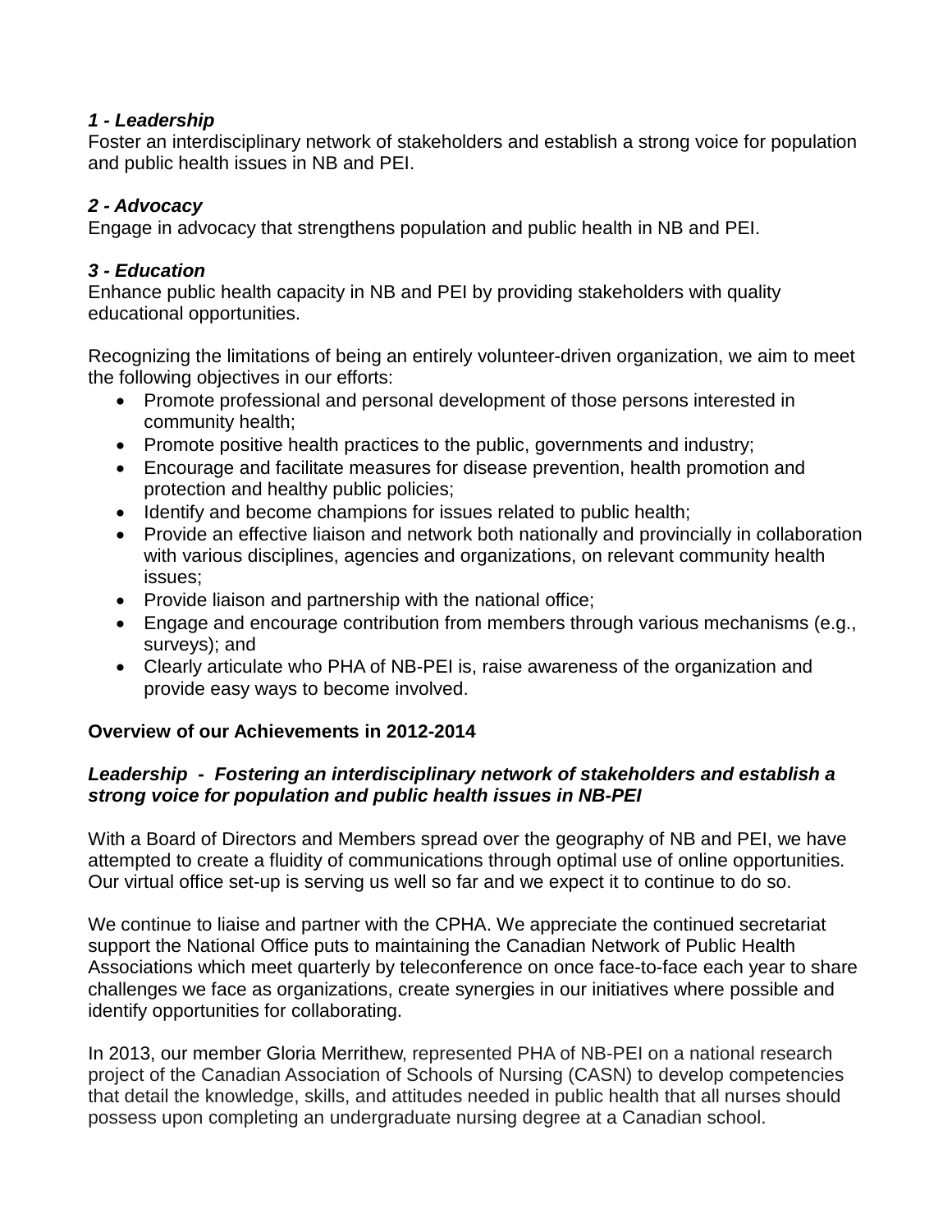### *1 - Leadership*

Foster an interdisciplinary network of stakeholders and establish a strong voice for population and public health issues in NB and PEI.

### *2 - Advocacy*

Engage in advocacy that strengthens population and public health in NB and PEI.

### *3 - Education*

Enhance public health capacity in NB and PEI by providing stakeholders with quality educational opportunities.

Recognizing the limitations of being an entirely volunteer-driven organization, we aim to meet the following objectives in our efforts:

- Promote professional and personal development of those persons interested in community health;
- Promote positive health practices to the public, governments and industry;
- Encourage and facilitate measures for disease prevention, health promotion and protection and healthy public policies;
- Identify and become champions for issues related to public health;
- Provide an effective liaison and network both nationally and provincially in collaboration with various disciplines, agencies and organizations, on relevant community health issues;
- Provide liaison and partnership with the national office;
- Engage and encourage contribution from members through various mechanisms (e.g., surveys); and
- Clearly articulate who PHA of NB-PEI is, raise awareness of the organization and provide easy ways to become involved.

## Overview of our Achievements in 2012-2014

### *Leadership - Fostering an interdisciplinary network of stakeholders and establish a strong voice for population and public health issues in NB-PEI*

With a Board of Directors and Members spread over the geography of NB and PEI, we have attempted to create a fluidity of communications through optimal use of online opportunities. Our virtual office set-up is serving us well so far and we expect it to continue to do so.

We continue to liaise and partner with the CPHA. We appreciate the continued secretariat support the National Office puts to maintaining the Canadian Network of Public Health Associations which meet quarterly by teleconference on once face-to-face each year to share challenges we face as organizations, create synergies in our initiatives where possible and identify opportunities for collaborating.

In 2013, our member Gloria Merrithew, represented PHA of NB-PEI on a national research project of the Canadian Association of Schools of Nursing (CASN) to develop competencies that detail the knowledge, skills, and attitudes needed in public health that all nurses should possess upon completing an undergraduate nursing degree at a Canadian school.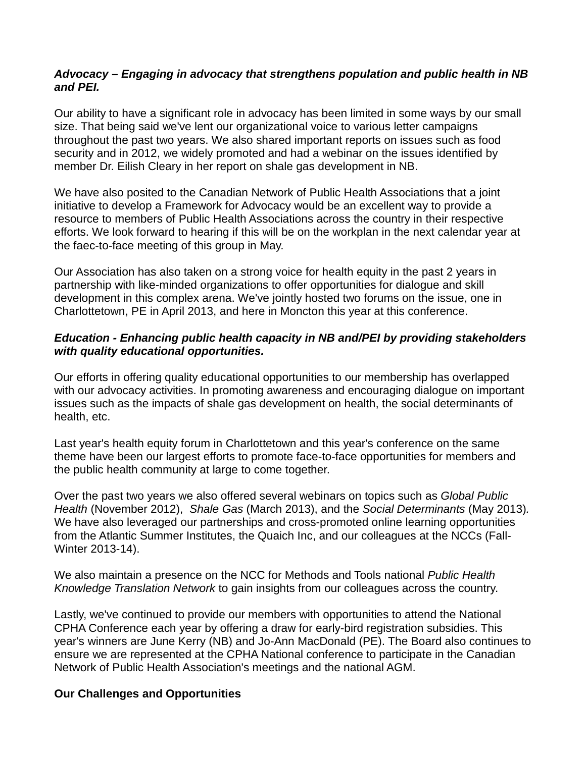***Advocacy – Engaging in advocacy that strengthens population and public health in NB and PEI.***

Our ability to have a significant role in advocacy has been limited in some ways by our small size. That being said we've lent our organizational voice to various letter campaigns throughout the past two years. We also shared important reports on issues such as food security and in 2012, we widely promoted and had a webinar on the issues identified by member Dr. Eilish Cleary in her report on shale gas development in NB.

We have also posited to the Canadian Network of Public Health Associations that a joint initiative to develop a Framework for Advocacy would be an excellent way to provide a resource to members of Public Health Associations across the country in their respective efforts. We look forward to hearing if this will be on the workplan in the next calendar year at the faec-to-face meeting of this group in May.

Our Association has also taken on a strong voice for health equity in the past 2 years in partnership with like-minded organizations to offer opportunities for dialogue and skill development in this complex arena. We've jointly hosted two forums on the issue, one in Charlottetown, PE in April 2013, and here in Moncton this year at this conference.

***Education - Enhancing public health capacity in NB and/PEI by providing stakeholders with quality educational opportunities.***

Our efforts in offering quality educational opportunities to our membership has overlapped with our advocacy activities. In promoting awareness and encouraging dialogue on important issues such as the impacts of shale gas development on health, the social determinants of health, etc.

Last year's health equity forum in Charlottetown and this year's conference on the same theme have been our largest efforts to promote face-to-face opportunities for members and the public health community at large to come together.

Over the past two years we also offered several webinars on topics such as *Global Public Health* (November 2012), *Shale Gas* (March 2013), and the *Social Determinants* (May 2013). We have also leveraged our partnerships and cross-promoted online learning opportunities from the Atlantic Summer Institutes, the Quaich Inc, and our colleagues at the NCCs (Fall-Winter 2013-14).

We also maintain a presence on the NCC for Methods and Tools national *Public Health Knowledge Translation Network* to gain insights from our colleagues across the country.

Lastly, we've continued to provide our members with opportunities to attend the National CPHA Conference each year by offering a draw for early-bird registration subsidies. This year's winners are June Kerry (NB) and Jo-Ann MacDonald (PE). The Board also continues to ensure we are represented at the CPHA National conference to participate in the Canadian Network of Public Health Association's meetings and the national AGM.

**Our Challenges and Opportunities**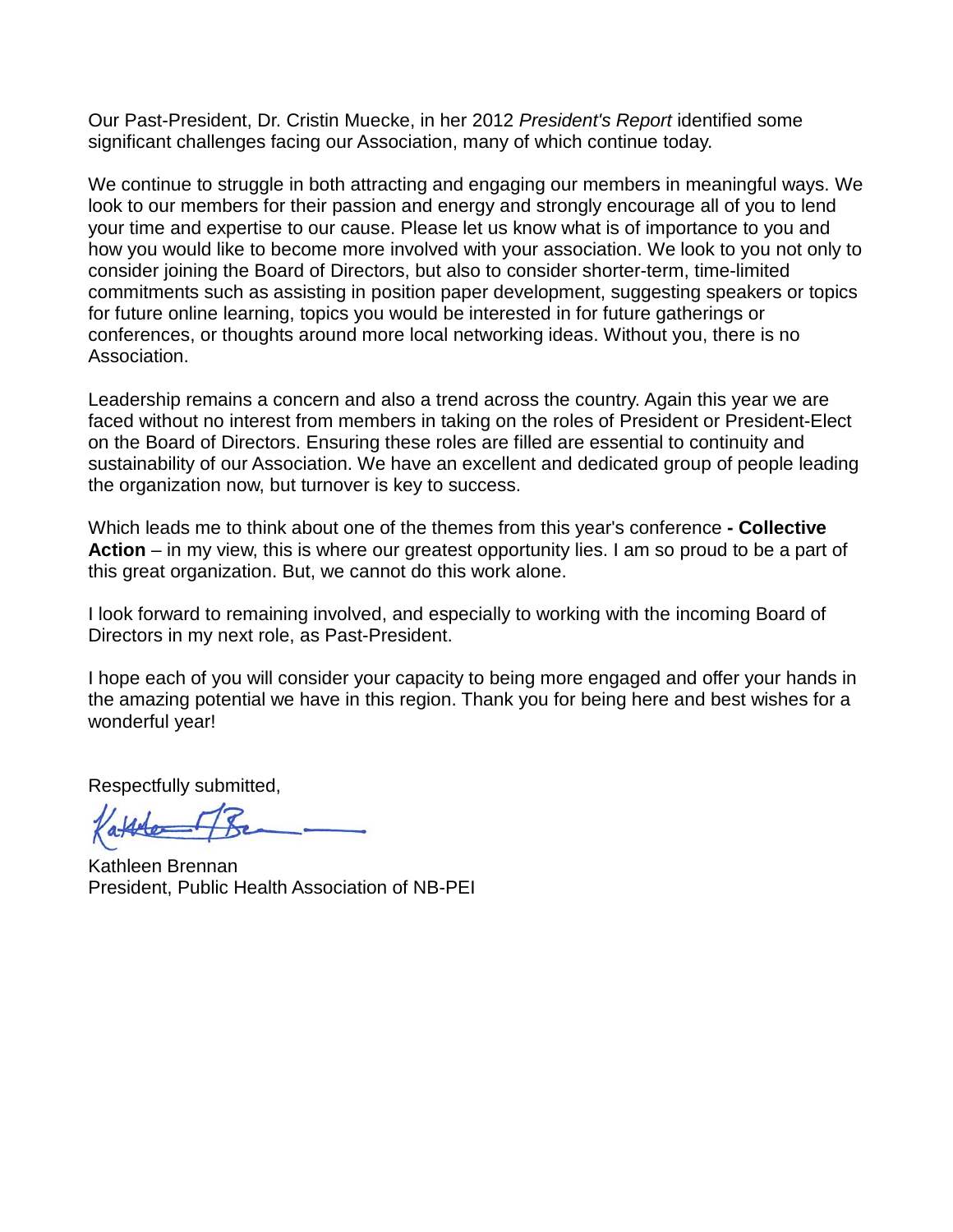Our Past-President, Dr. Cristin Muecke, in her 2012 *President's Report* identified some significant challenges facing our Association, many of which continue today.

We continue to struggle in both attracting and engaging our members in meaningful ways. We look to our members for their passion and energy and strongly encourage all of you to lend your time and expertise to our cause. Please let us know what is of importance to you and how you would like to become more involved with your association. We look to you not only to consider joining the Board of Directors, but also to consider shorter-term, time-limited commitments such as assisting in position paper development, suggesting speakers or topics for future online learning, topics you would be interested in for future gatherings or conferences, or thoughts around more local networking ideas. Without you, there is no Association.

Leadership remains a concern and also a trend across the country. Again this year we are faced without no interest from members in taking on the roles of President or President-Elect on the Board of Directors. Ensuring these roles are filled are essential to continuity and sustainability of our Association. We have an excellent and dedicated group of people leading the organization now, but turnover is key to success.

Which leads me to think about one of the themes from this year's conference **- Collective Action** – in my view, this is where our greatest opportunity lies. I am so proud to be a part of this great organization. But, we cannot do this work alone.

I look forward to remaining involved, and especially to working with the incoming Board of Directors in my next role, as Past-President.

I hope each of you will consider your capacity to being more engaged and offer your hands in the amazing potential we have in this region. Thank you for being here and best wishes for a wonderful year!

Respectfully submitted,

Kathleen Brennan  
President, Public Health Association of NB-PEI